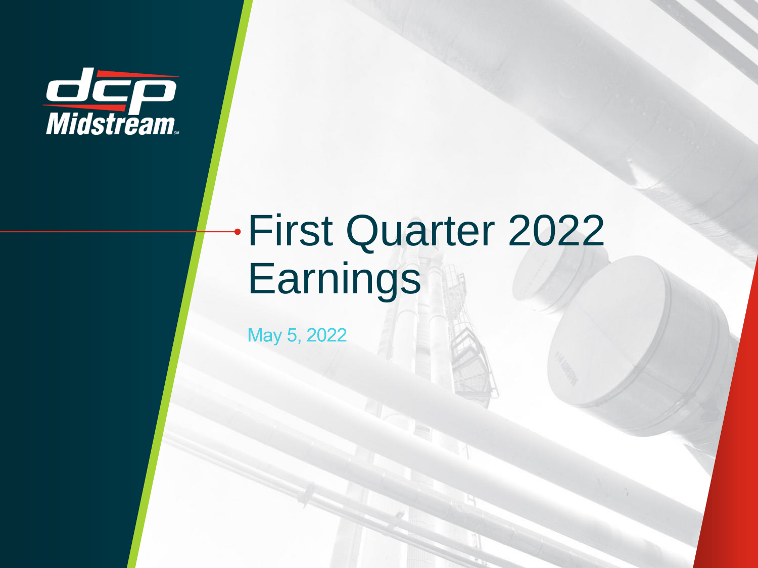dcp Midstream

# First Quarter 2022 Earnings

May 5, 2022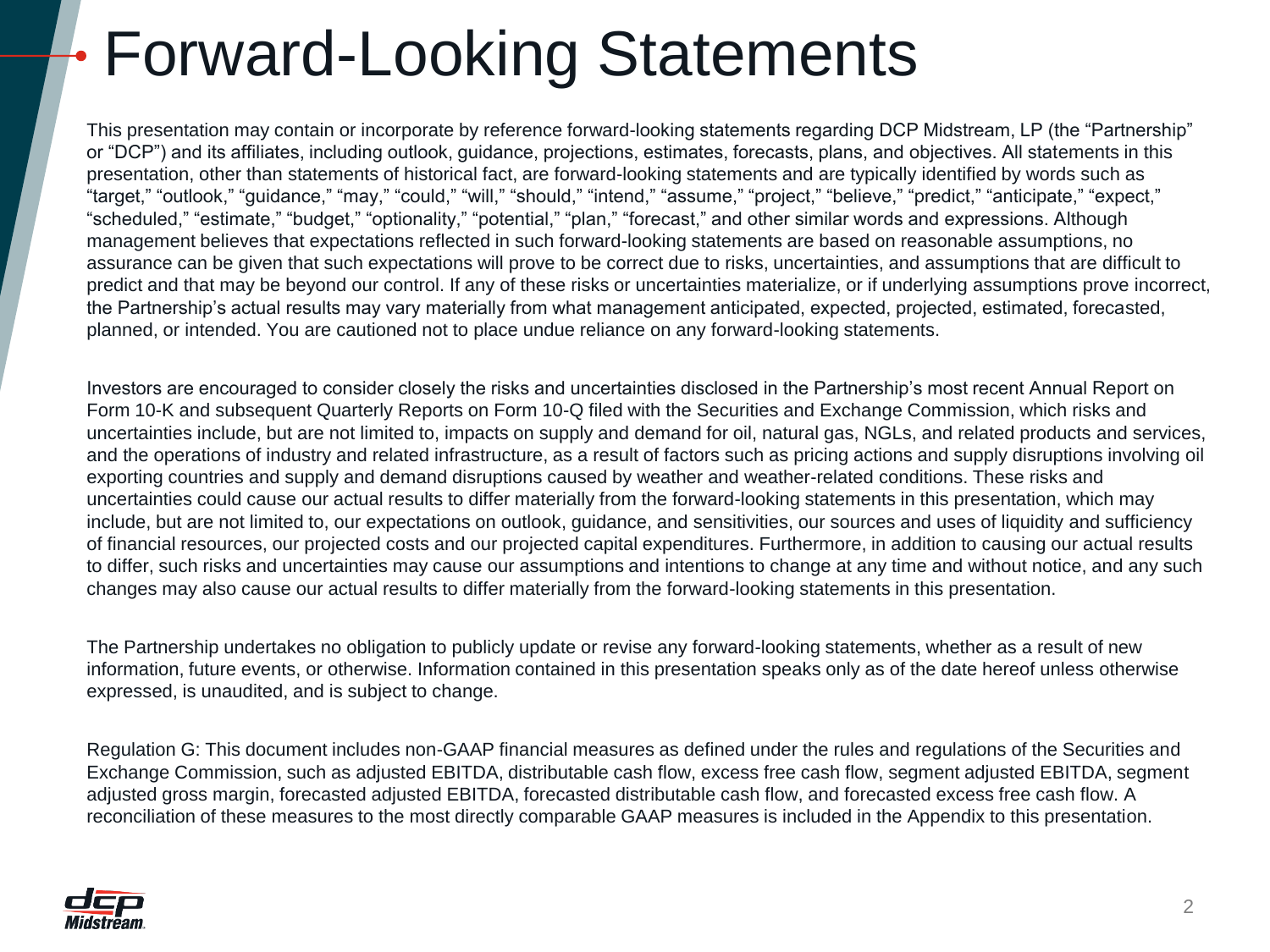# Forward-Looking Statements

This presentation may contain or incorporate by reference forward-looking statements regarding DCP Midstream, LP (the "Partnership" or "DCP") and its affiliates, including outlook, guidance, projections, estimates, forecasts, plans, and objectives. All statements in this presentation, other than statements of historical fact, are forward-looking statements and are typically identified by words such as "target," "outlook," "guidance," "may," "could," "will," "should," "intend," "assume," "project," "believe," "predict," "anticipate," "expect," "scheduled," "estimate," "budget," "optionality," "potential," "plan," "forecast," and other similar words and expressions. Although management believes that expectations reflected in such forward-looking statements are based on reasonable assumptions, no assurance can be given that such expectations will prove to be correct due to risks, uncertainties, and assumptions that are difficult to predict and that may be beyond our control. If any of these risks or uncertainties materialize, or if underlying assumptions prove incorrect, the Partnership's actual results may vary materially from what management anticipated, expected, projected, estimated, forecasted, planned, or intended. You are cautioned not to place undue reliance on any forward-looking statements.

Investors are encouraged to consider closely the risks and uncertainties disclosed in the Partnership's most recent Annual Report on Form 10-K and subsequent Quarterly Reports on Form 10-Q filed with the Securities and Exchange Commission, which risks and uncertainties include, but are not limited to, impacts on supply and demand for oil, natural gas, NGLs, and related products and services, and the operations of industry and related infrastructure, as a result of factors such as pricing actions and supply disruptions involving oil exporting countries and supply and demand disruptions caused by weather and weather-related conditions. These risks and uncertainties could cause our actual results to differ materially from the forward-looking statements in this presentation, which may include, but are not limited to, our expectations on outlook, guidance, and sensitivities, our sources and uses of liquidity and sufficiency of financial resources, our projected costs and our projected capital expenditures. Furthermore, in addition to causing our actual results to differ, such risks and uncertainties may cause our assumptions and intentions to change at any time and without notice, and any such changes may also cause our actual results to differ materially from the forward-looking statements in this presentation.

The Partnership undertakes no obligation to publicly update or revise any forward-looking statements, whether as a result of new information, future events, or otherwise. Information contained in this presentation speaks only as of the date hereof unless otherwise expressed, is unaudited, and is subject to change.

Regulation G: This document includes non-GAAP financial measures as defined under the rules and regulations of the Securities and Exchange Commission, such as adjusted EBITDA, distributable cash flow, excess free cash flow, segment adjusted EBITDA, segment adjusted gross margin, forecasted adjusted EBITDA, forecasted distributable cash flow, and forecasted excess free cash flow. A reconciliation of these measures to the most directly comparable GAAP measures is included in the Appendix to this presentation.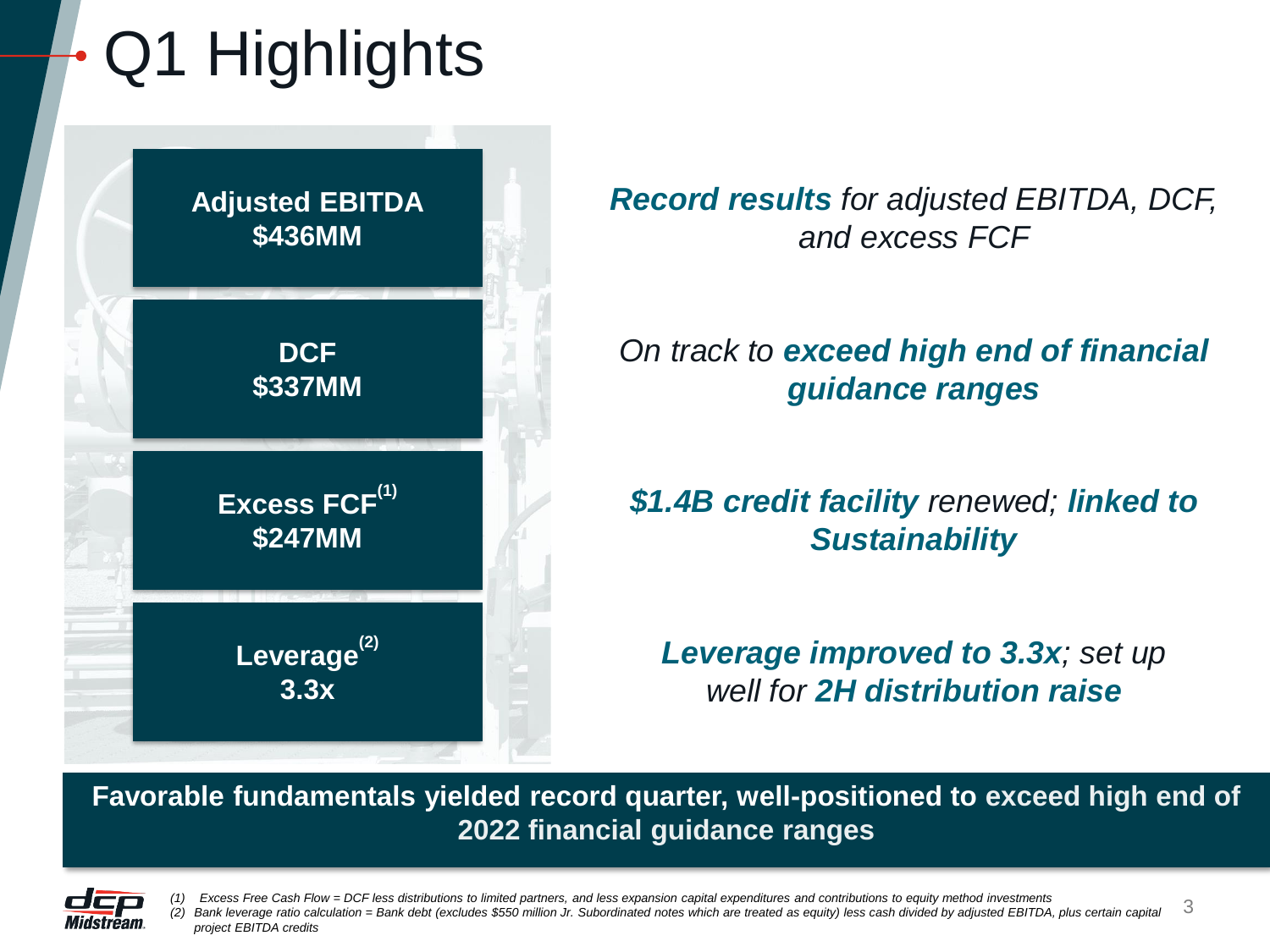# Q1 Highlights

**Adjusted EBITDA**
**$436MM**

**DCF**
**$337MM**

**Excess FCF[1]**
**$247MM**

**Leverage[2]**
**3.3x**

***Record results*** *for adjusted EBITDA, DCF, and excess FCF*

*On track to* ***exceed high end of financial guidance ranges***

***$1.4B credit facility*** *renewed;* ***linked to Sustainability***

***Leverage improved to 3.3x****; set up well for* ***2H distribution raise***

**Favorable fundamentals yielded record quarter, well-positioned to exceed high end of 2022 financial guidance ranges**

*(1) Excess Free Cash Flow = DCF less distributions to limited partners, and less expansion capital expenditures and contributions to equity method investments*

*(2) Bank leverage ratio calculation = Bank debt (excludes $550 million Jr. Subordinated notes which are treated as equity) less cash divided by adjusted EBITDA, plus certain capital project EBITDA credits*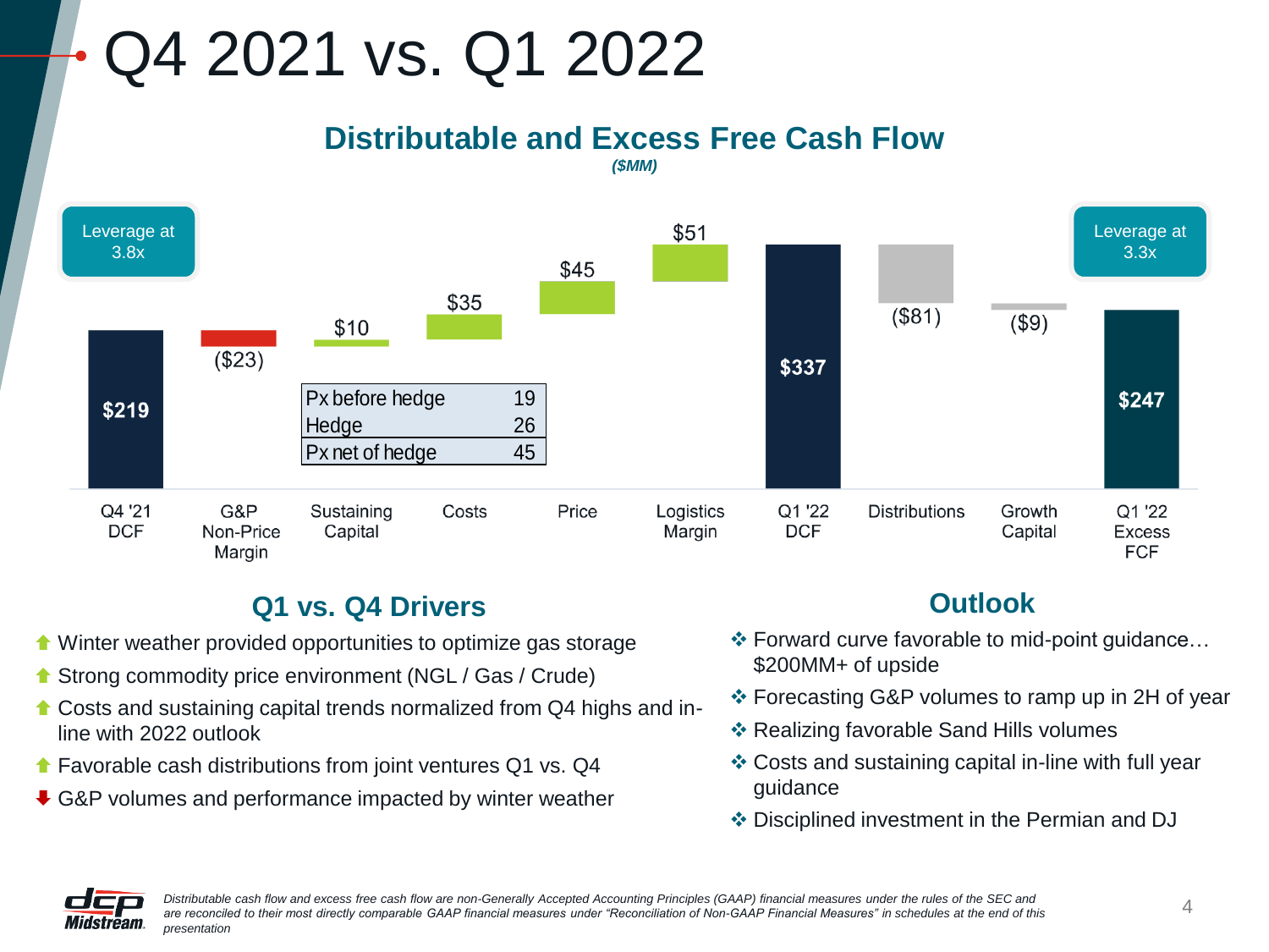# Q4 2021 vs. Q1 2022

## Distributable and Excess Free Cash Flow

*($MM)*

Leverage at 3.8x

Leverage at 3.3x

| Item | Value |
| --- | --- |
| Q4 '21 DCF | $219 |
| G&P Non-Price Margin | ($23) |
| Sustaining Capital | $10 |
| Costs | $35 |
| Price | $45 |
| Logistics Margin | $51 |
| Q1 '22 DCF | $337 |
| Distributions | ($81) |
| Growth Capital | ($9) |
| Q1 '22 Excess FCF | $247 |

| Price component | Value |
| --- | --- |
| Px before hedge | 19 |
| Hedge | 26 |
| Px net of hedge | 45 |

## Q1 vs. Q4 Drivers

- ⬆ Winter weather provided opportunities to optimize gas storage
- ⬆ Strong commodity price environment (NGL / Gas / Crude)
- ⬆ Costs and sustaining capital trends normalized from Q4 highs and in-line with 2022 outlook
- ⬆ Favorable cash distributions from joint ventures Q1 vs. Q4
- ⬇ G&P volumes and performance impacted by winter weather

## Outlook

- Forward curve favorable to mid-point guidance… $200MM+ of upside
- Forecasting G&P volumes to ramp up in 2H of year
- Realizing favorable Sand Hills volumes
- Costs and sustaining capital in-line with full year guidance
- Disciplined investment in the Permian and DJ

*Distributable cash flow and excess free cash flow are non-Generally Accepted Accounting Principles (GAAP) financial measures under the rules of the SEC and are reconciled to their most directly comparable GAAP financial measures under "Reconciliation of Non-GAAP Financial Measures" in schedules at the end of this presentation*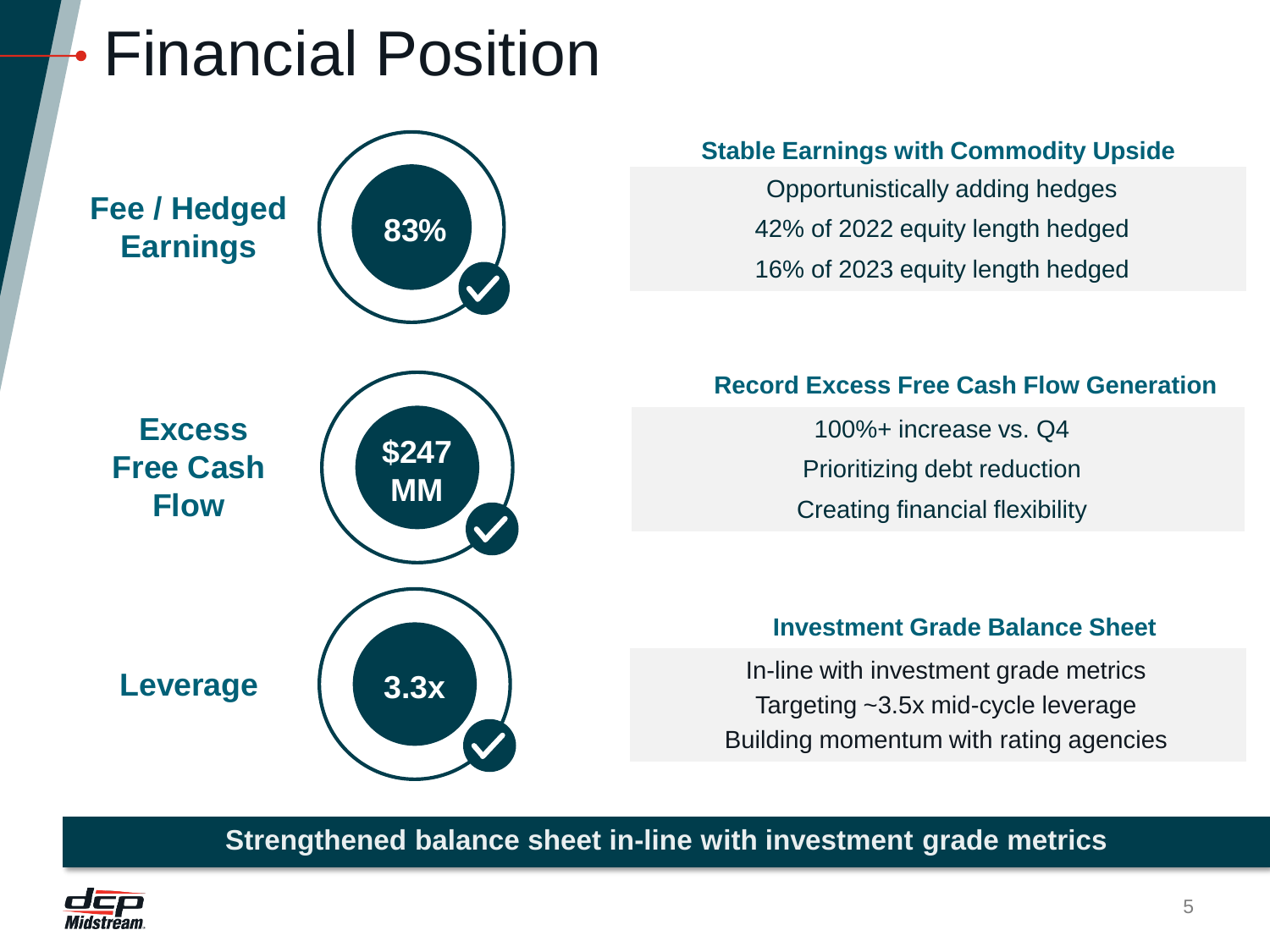# Financial Position

**Fee / Hedged Earnings** — **83%**

### Stable Earnings with Commodity Upside

- Opportunistically adding hedges
- 42% of 2022 equity length hedged
- 16% of 2023 equity length hedged

**Excess Free Cash Flow** — **$247 MM**

### Record Excess Free Cash Flow Generation

- 100%+ increase vs. Q4
- Prioritizing debt reduction
- Creating financial flexibility

**Leverage** — **3.3x**

### Investment Grade Balance Sheet

- In-line with investment grade metrics
- Targeting ~3.5x mid-cycle leverage
- Building momentum with rating agencies

**Strengthened balance sheet in-line with investment grade metrics**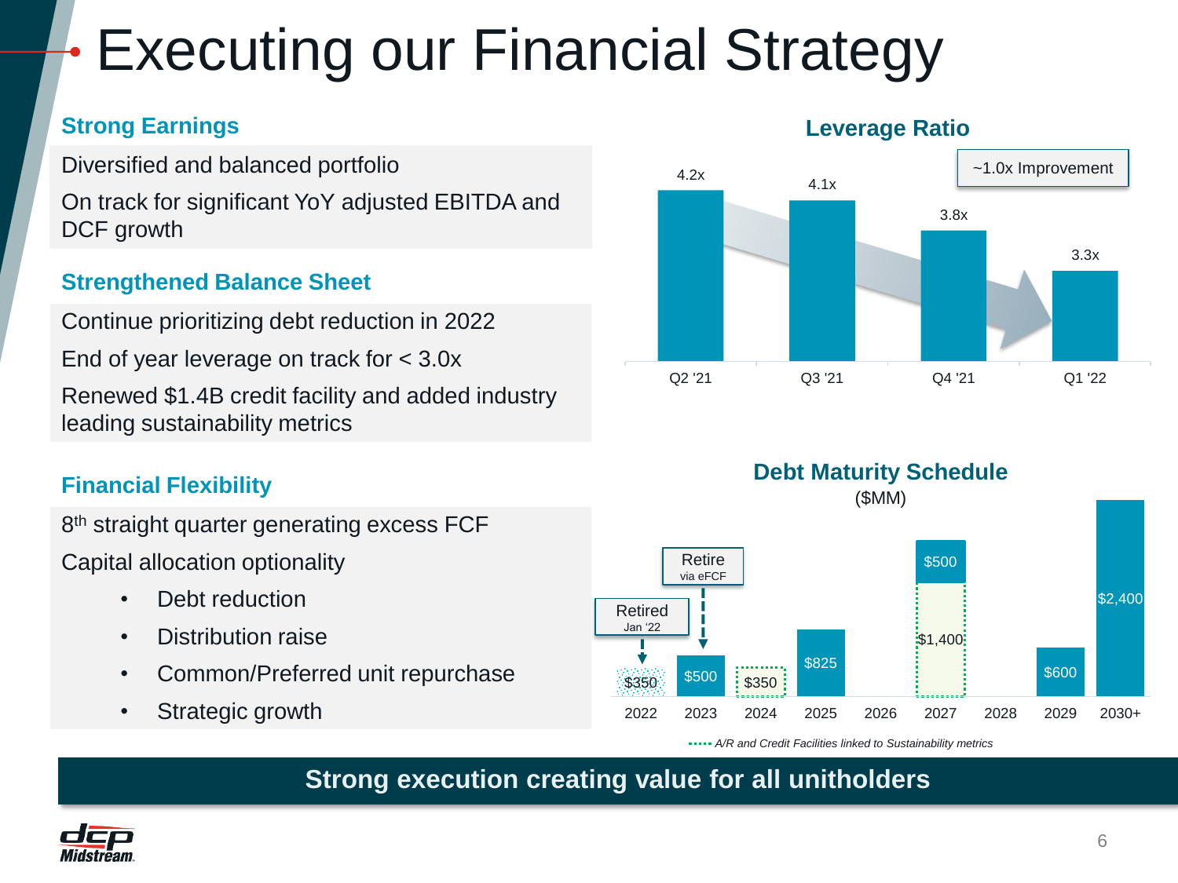# Executing our Financial Strategy

### Strong Earnings

Diversified and balanced portfolio

On track for significant YoY adjusted EBITDA and DCF growth

### Strengthened Balance Sheet

Continue prioritizing debt reduction in 2022

End of year leverage on track for < 3.0x

Renewed $1.4B credit facility and added industry leading sustainability metrics

### Financial Flexibility

8th straight quarter generating excess FCF

Capital allocation optionality

- Debt reduction
- Distribution raise
- Common/Preferred unit repurchase
- Strategic growth

### Leverage Ratio

~1.0x Improvement

| Q2 '21 | Q3 '21 | Q4 '21 | Q1 '22 |
|---|---|---|---|
| 4.2x | 4.1x | 3.8x | 3.3x |

### Debt Maturity Schedule

($MM)

| 2022 | 2023 | 2024 | 2025 | 2026 | 2027 | 2028 | 2029 | 2030+ |
|---|---|---|---|---|---|---|---|---|
| $350 (Retired Jan '22) | $500 (Retire via eFCF) | $350 | $825 | | $500; $1,400 | | $600 | $2,400 |

A/R and Credit Facilities linked to Sustainability metrics

**Strong execution creating value for all unitholders**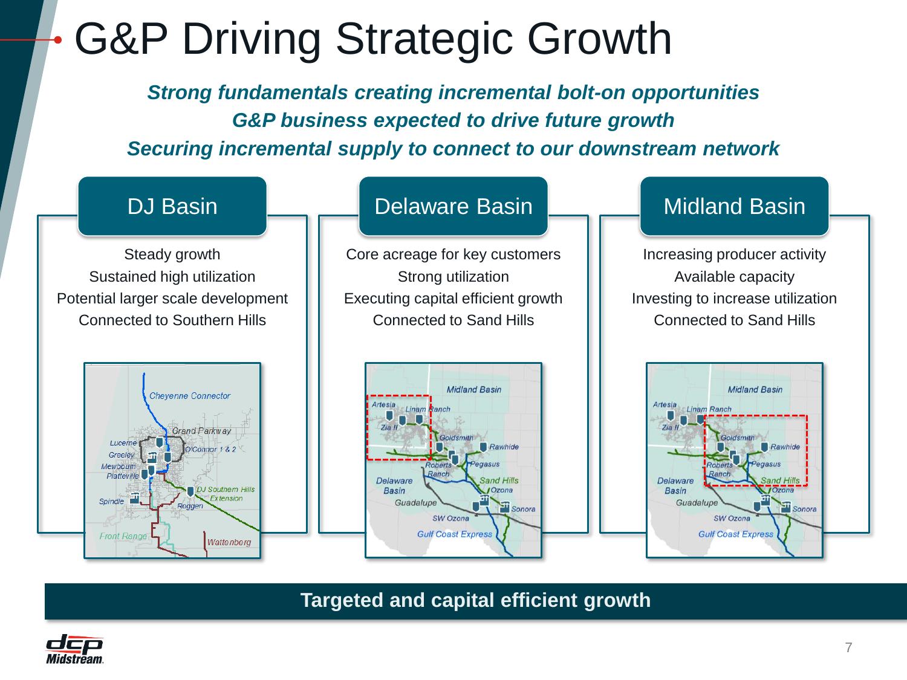# G&P Driving Strategic Growth

***Strong fundamentals creating incremental bolt-on opportunities***

***G&P business expected to drive future growth***

***Securing incremental supply to connect to our downstream network***

## DJ Basin

Steady growth
Sustained high utilization
Potential larger scale development
Connected to Southern Hills

## Delaware Basin

Core acreage for key customers
Strong utilization
Executing capital efficient growth
Connected to Sand Hills

## Midland Basin

Increasing producer activity
Available capacity
Investing to increase utilization
Connected to Sand Hills

**Targeted and capital efficient growth**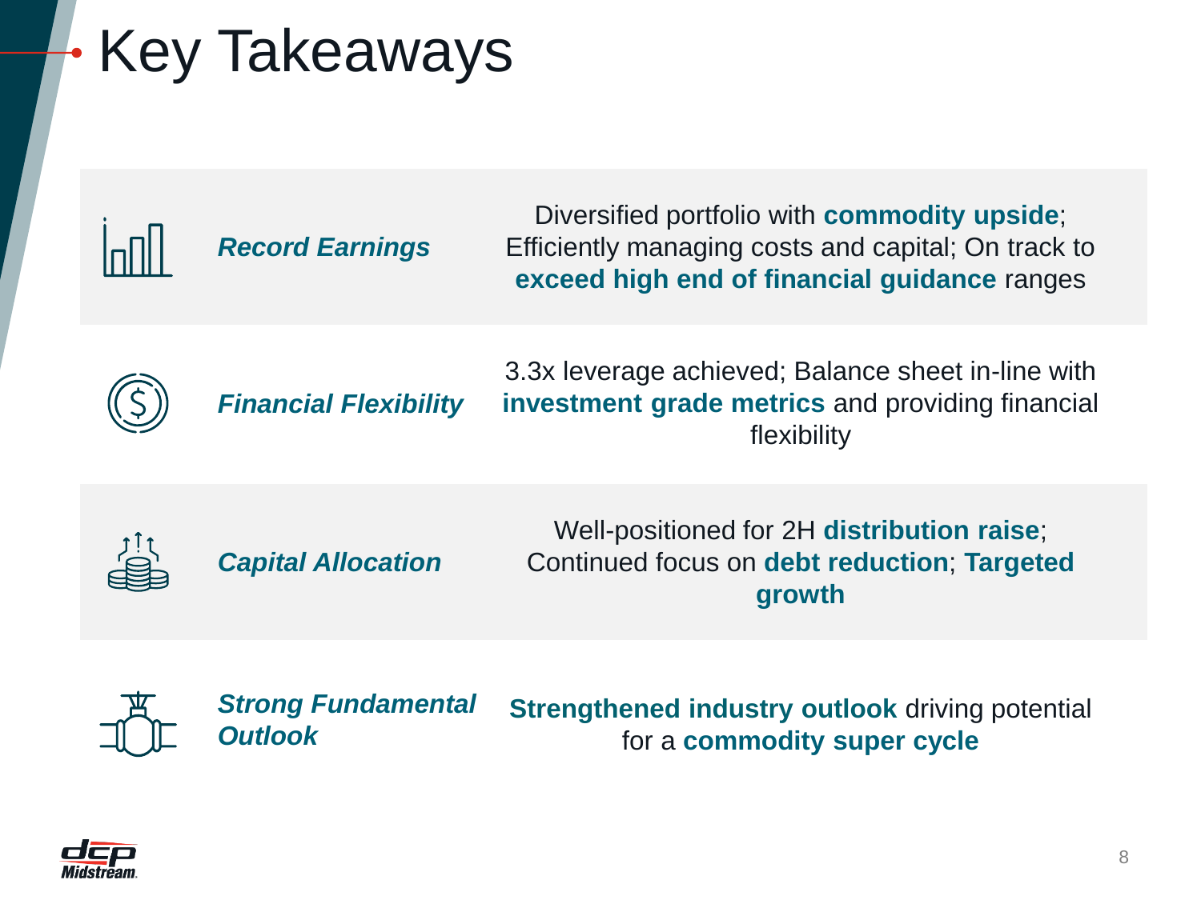# Key Takeaways

| | |
|---|---|
| ***Record Earnings*** | Diversified portfolio with **commodity upside**; Efficiently managing costs and capital; On track to **exceed high end of financial guidance** ranges |
| ***Financial Flexibility*** | 3.3x leverage achieved; Balance sheet in-line with **investment grade metrics** and providing financial flexibility |
| ***Capital Allocation*** | Well-positioned for 2H **distribution raise**; Continued focus on **debt reduction**; **Targeted growth** |
| ***Strong Fundamental Outlook*** | **Strengthened industry outlook** driving potential for a **commodity super cycle** |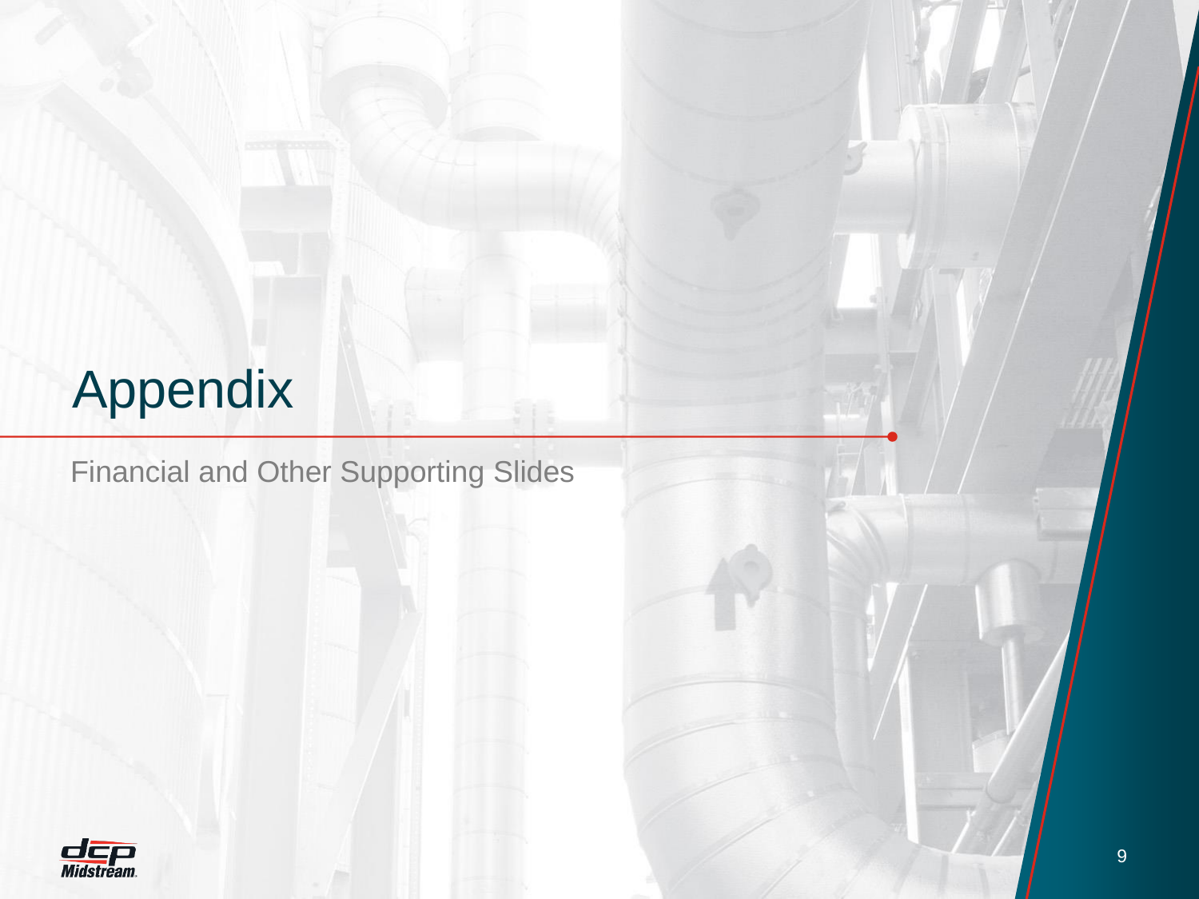# Appendix

Financial and Other Supporting Slides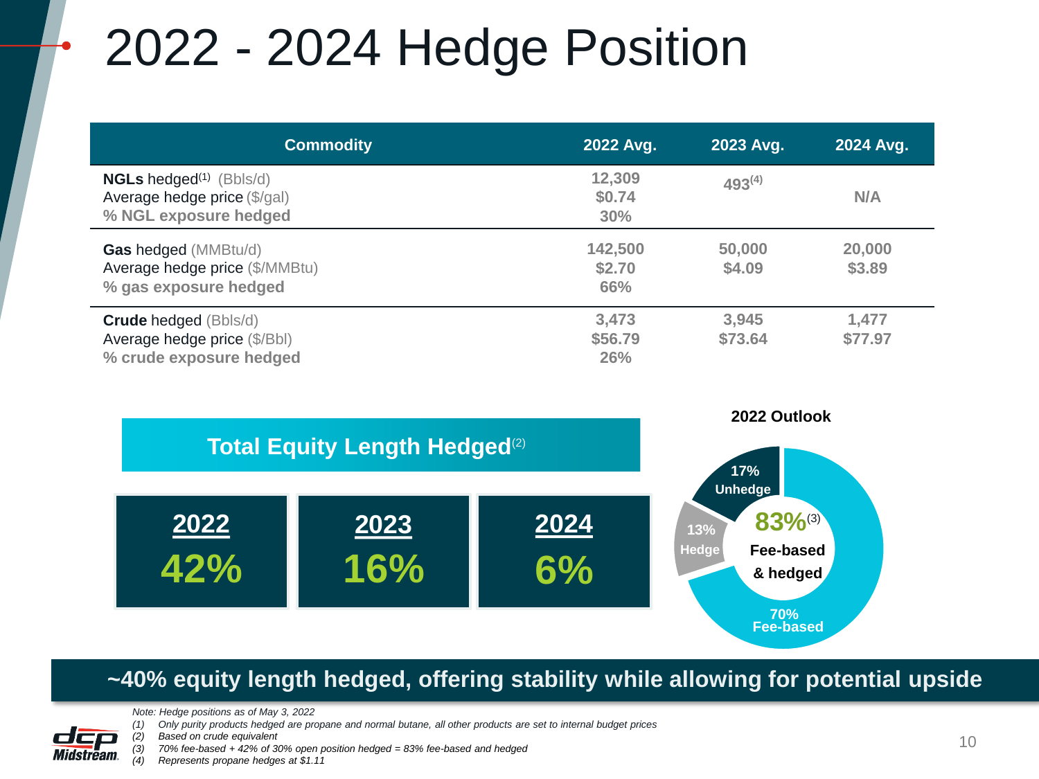# 2022 - 2024 Hedge Position

| Commodity | 2022 Avg. | 2023 Avg. | 2024 Avg. |
|---|---|---|---|
| **NGLs** hedged[1] (Bbls/d) | 12,309 | 493[4] | N/A |
| Average hedge price ($/gal) | $0.74 | | |
| **% NGL exposure hedged** | 30% | | |
| **Gas** hedged (MMBtu/d) | 142,500 | 50,000 | 20,000 |
| Average hedge price ($/MMBtu) | $2.70 | $4.09 | $3.89 |
| **% gas exposure hedged** | 66% | | |
| **Crude** hedged (Bbls/d) | 3,473 | 3,945 | 1,477 |
| Average hedge price ($/Bbl) | $56.79 | $73.64 | $77.97 |
| **% crude exposure hedged** | 26% | | |

## Total Equity Length Hedged[2]

| 2022 | 2023 | 2024 |
|---|---|---|
| 42% | 16% | 6% |

**2022 Outlook**

- 17% Unhedge
- 13% Hedge
- 70% Fee-based
- **83%[3] Fee-based & hedged**

**~40% equity length hedged, offering stability while allowing for potential upside**

*Note: Hedge positions as of May 3, 2022*

*(1) Only purity products hedged are propane and normal butane, all other products are set to internal budget prices*
*(2) Based on crude equivalent*
*(3) 70% fee-based + 42% of 30% open position hedged = 83% fee-based and hedged*
*(4) Represents propane hedges at $1.11*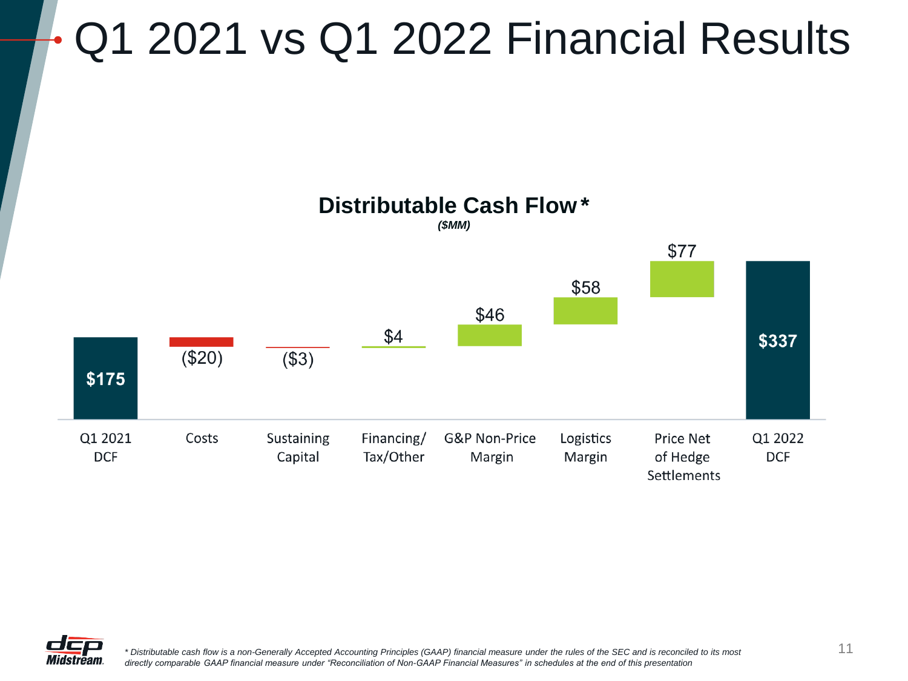# Q1 2021 vs Q1 2022 Financial Results

## Distributable Cash Flow*

*($MM)*

| Item | Value |
|---|---|
| Q1 2021 DCF | $175 |
| Costs | ($20) |
| Sustaining Capital | ($3) |
| Financing/ Tax/Other | $4 |
| G&P Non-Price Margin | $46 |
| Logistics Margin | $58 |
| Price Net of Hedge Settlements | $77 |
| Q1 2022 DCF | $337 |

*\* Distributable cash flow is a non-Generally Accepted Accounting Principles (GAAP) financial measure under the rules of the SEC and is reconciled to its most directly comparable GAAP financial measure under "Reconciliation of Non-GAAP Financial Measures" in schedules at the end of this presentation*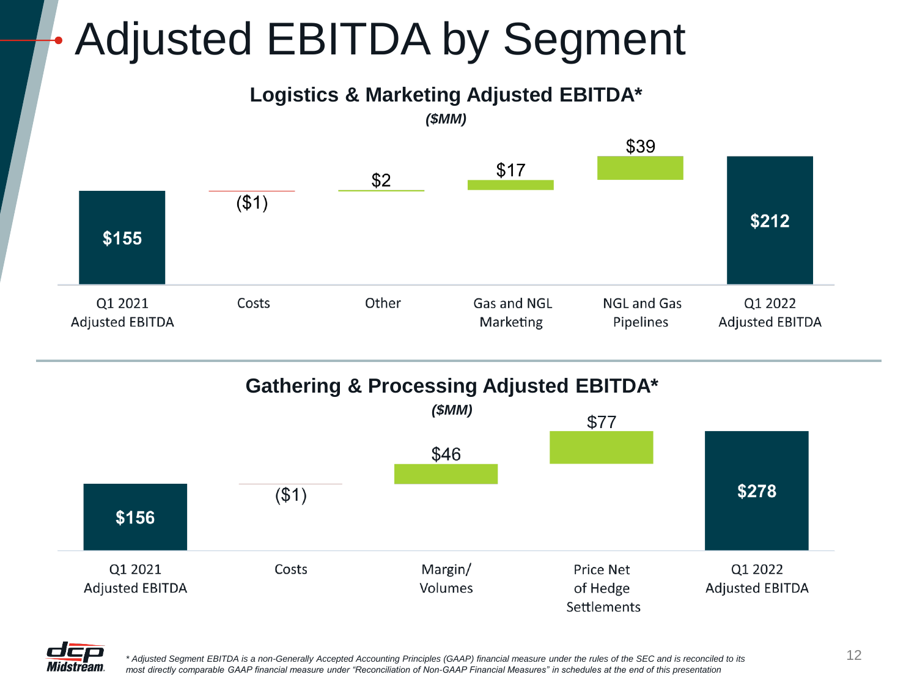# Adjusted EBITDA by Segment

## Logistics & Marketing Adjusted EBITDA*

*($MM)*

| Q1 2021 Adjusted EBITDA | Costs | Other | Gas and NGL Marketing | NGL and Gas Pipelines | Q1 2022 Adjusted EBITDA |
|---|---|---|---|---|---|
| $155 | ($1) | $2 | $17 | $39 | $212 |

## Gathering & Processing Adjusted EBITDA*

*($MM)*

| Q1 2021 Adjusted EBITDA | Costs | Margin/ Volumes | Price Net of Hedge Settlements | Q1 2022 Adjusted EBITDA |
|---|---|---|---|---|
| $156 | ($1) | $46 | $77 | $278 |

*\* Adjusted Segment EBITDA is a non-Generally Accepted Accounting Principles (GAAP) financial measure under the rules of the SEC and is reconciled to its most directly comparable GAAP financial measure under "Reconciliation of Non-GAAP Financial Measures" in schedules at the end of this presentation*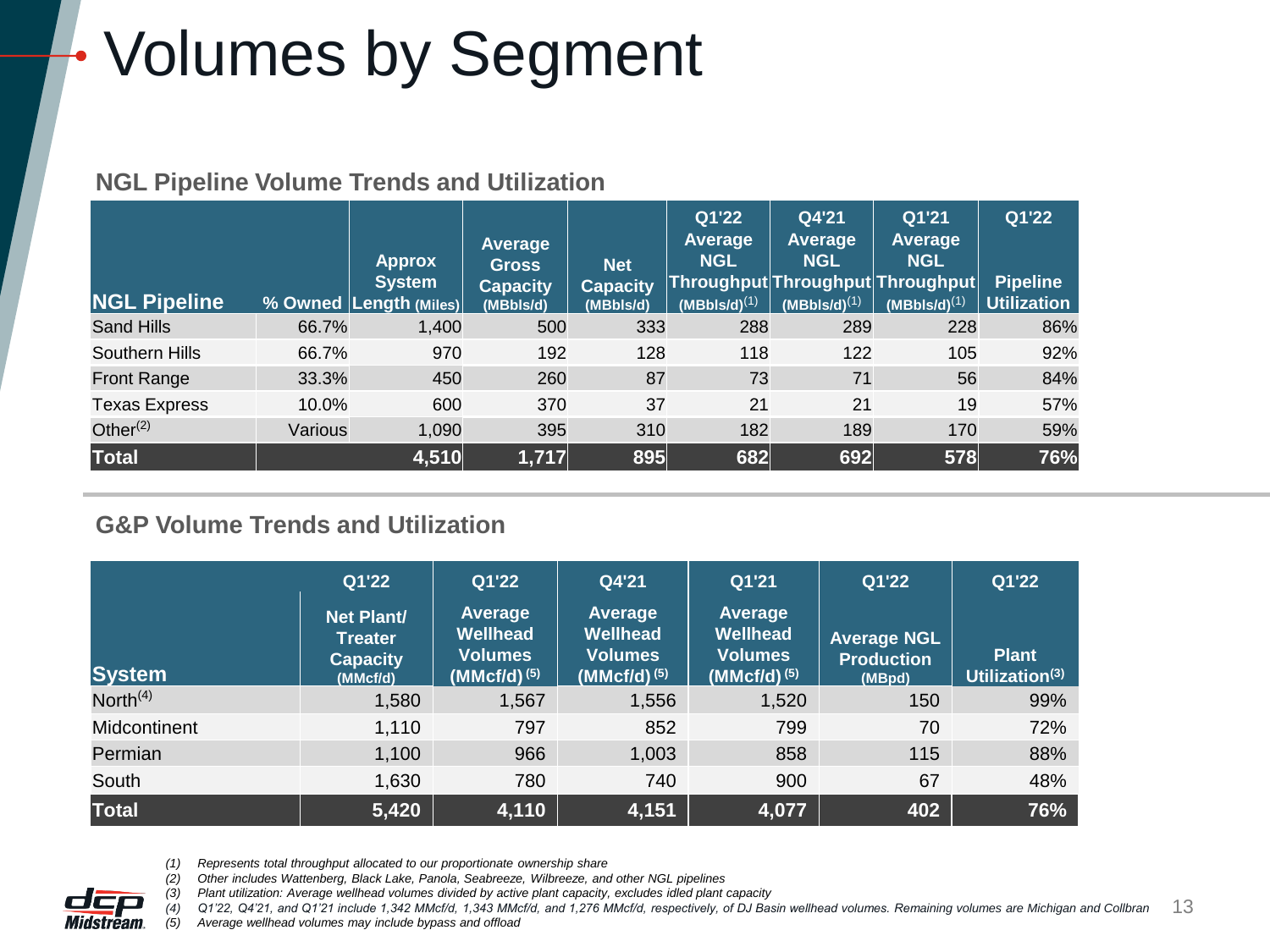# Volumes by Segment

## NGL Pipeline Volume Trends and Utilization

| NGL Pipeline | % Owned | Approx System Length (Miles) | Average Gross Capacity (MBbls/d) | Net Capacity (MBbls/d) | Q1'22 Average NGL Throughput (MBbls/d)[1] | Q4'21 Average NGL Throughput (MBbls/d)[1] | Q1'21 Average NGL Throughput (MBbls/d)[1] | Q1'22 Pipeline Utilization |
|---|---|---|---|---|---|---|---|---|
| Sand Hills | 66.7% | 1,400 | 500 | 333 | 288 | 289 | 228 | 86% |
| Southern Hills | 66.7% | 970 | 192 | 128 | 118 | 122 | 105 | 92% |
| Front Range | 33.3% | 450 | 260 | 87 | 73 | 71 | 56 | 84% |
| Texas Express | 10.0% | 600 | 370 | 37 | 21 | 21 | 19 | 57% |
| Other[2] | Various | 1,090 | 395 | 310 | 182 | 189 | 170 | 59% |
| **Total** | | **4,510** | **1,717** | **895** | **682** | **692** | **578** | **76%** |

## G&P Volume Trends and Utilization

| System | Q1'22 Net Plant/ Treater Capacity (MMcf/d) | Q1'22 Average Wellhead Volumes (MMcf/d)[5] | Q4'21 Average Wellhead Volumes (MMcf/d)[5] | Q1'21 Average Wellhead Volumes (MMcf/d)[5] | Q1'22 Average NGL Production (MBpd) | Q1'22 Plant Utilization[3] |
|---|---|---|---|---|---|---|
| North[4] | 1,580 | 1,567 | 1,556 | 1,520 | 150 | 99% |
| Midcontinent | 1,110 | 797 | 852 | 799 | 70 | 72% |
| Permian | 1,100 | 966 | 1,003 | 858 | 115 | 88% |
| South | 1,630 | 780 | 740 | 900 | 67 | 48% |
| **Total** | **5,420** | **4,110** | **4,151** | **4,077** | **402** | **76%** |

*(1) Represents total throughput allocated to our proportionate ownership share*
*(2) Other includes Wattenberg, Black Lake, Panola, Seabreeze, Wilbreeze, and other NGL pipelines*
*(3) Plant utilization: Average wellhead volumes divided by active plant capacity, excludes idled plant capacity*
*(4) Q1'22, Q4'21, and Q1'21 include 1,342 MMcf/d, 1,343 MMcf/d, and 1,276 MMcf/d, respectively, of DJ Basin wellhead volumes. Remaining volumes are Michigan and Collbran*
*(5) Average wellhead volumes may include bypass and offload*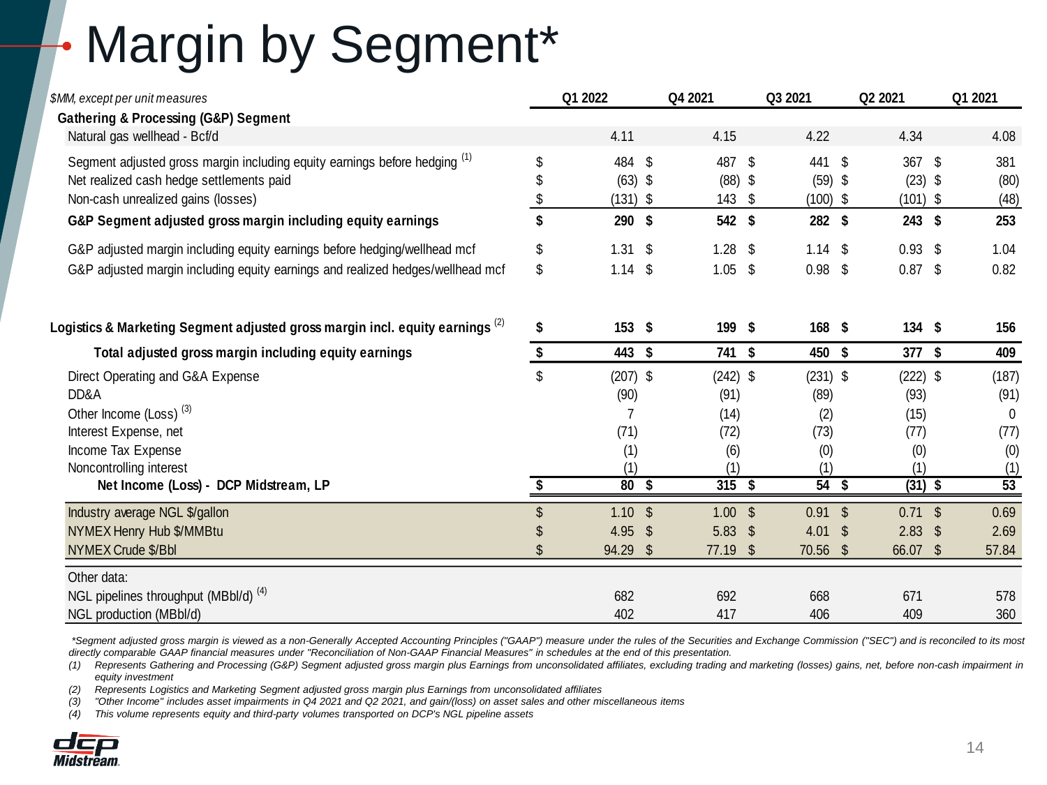# Margin by Segment*

| *$MM, except per unit measures* | Q1 2022 | Q4 2021 | Q3 2021 | Q2 2021 | Q1 2021 |
|---|---|---|---|---|---|
| **Gathering & Processing (G&P) Segment** | | | | | |
| Natural gas wellhead - Bcf/d | 4.11 | 4.15 | 4.22 | 4.34 | 4.08 |
| Segment adjusted gross margin including equity earnings before hedging [(1)] | $ 484 | $ 487 | $ 441 | $ 367 | $ 381 |
| Net realized cash hedge settlements paid | $ (63) | $ (88) | $ (59) | $ (23) | $ (80) |
| Non-cash unrealized gains (losses) | $ (131) | $ 143 | $ (100) | $ (101) | $ (48) |
| **G&P Segment adjusted gross margin including equity earnings** | **$ 290** | **$ 542** | **$ 282** | **$ 243** | **$ 253** |
| G&P adjusted margin including equity earnings before hedging/wellhead mcf | $ 1.31 | $ 1.28 | $ 1.14 | $ 0.93 | $ 1.04 |
| G&P adjusted margin including equity earnings and realized hedges/wellhead mcf | $ 1.14 | $ 1.05 | $ 0.98 | $ 0.87 | $ 0.82 |
| **Logistics & Marketing Segment adjusted gross margin incl. equity earnings** [(2)] | **$ 153** | **$ 199** | **$ 168** | **$ 134** | **$ 156** |
| **Total adjusted gross margin including equity earnings** | **$ 443** | **$ 741** | **$ 450** | **$ 377** | **$ 409** |
| Direct Operating and G&A Expense | $ (207) | $ (242) | $ (231) | $ (222) | $ (187) |
| DD&A | (90) | (91) | (89) | (93) | (91) |
| Other Income (Loss) [(3)] | 7 | (14) | (2) | (15) | 0 |
| Interest Expense, net | (71) | (72) | (73) | (77) | (77) |
| Income Tax Expense | (1) | (6) | (0) | (0) | (0) |
| Noncontrolling interest | (1) | (1) | (1) | (1) | (1) |
| **Net Income (Loss) - DCP Midstream, LP** | **$ 80** | **$ 315** | **$ 54** | **$ (31)** | **$ 53** |
| Industry average NGL $/gallon | $ 1.10 | $ 1.00 | $ 0.91 | $ 0.71 | $ 0.69 |
| NYMEX Henry Hub $/MMBtu | $ 4.95 | $ 5.83 | $ 4.01 | $ 2.83 | $ 2.69 |
| NYMEX Crude $/Bbl | $ 94.29 | $ 77.19 | $ 70.56 | $ 66.07 | $ 57.84 |
| Other data: | | | | | |
| NGL pipelines throughput (MBbl/d) [(4)] | 682 | 692 | 668 | 671 | 578 |
| NGL production (MBbl/d) | 402 | 417 | 406 | 409 | 360 |

*\*Segment adjusted gross margin is viewed as a non-Generally Accepted Accounting Principles ("GAAP") measure under the rules of the Securities and Exchange Commission ("SEC") and is reconciled to its most directly comparable GAAP financial measures under "Reconciliation of Non-GAAP Financial Measures" in schedules at the end of this presentation.*

*(1) Represents Gathering and Processing (G&P) Segment adjusted gross margin plus Earnings from unconsolidated affiliates, excluding trading and marketing (losses) gains, net, before non-cash impairment in equity investment*

*(2) Represents Logistics and Marketing Segment adjusted gross margin plus Earnings from unconsolidated affiliates*

*(3) "Other Income" includes asset impairments in Q4 2021 and Q2 2021, and gain/(loss) on asset sales and other miscellaneous items*

*(4) This volume represents equity and third-party volumes transported on DCP's NGL pipeline assets*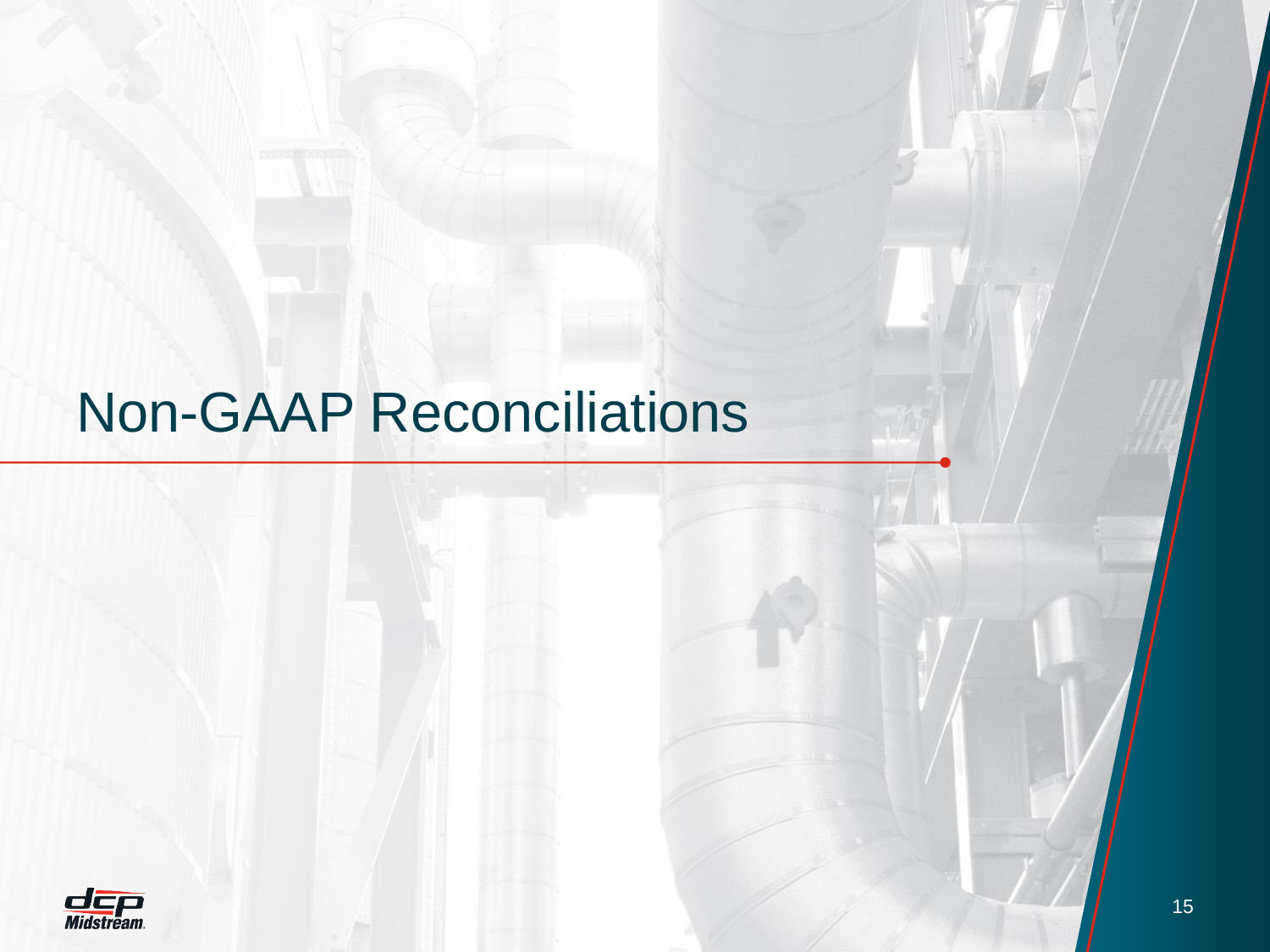# Non-GAAP Reconciliations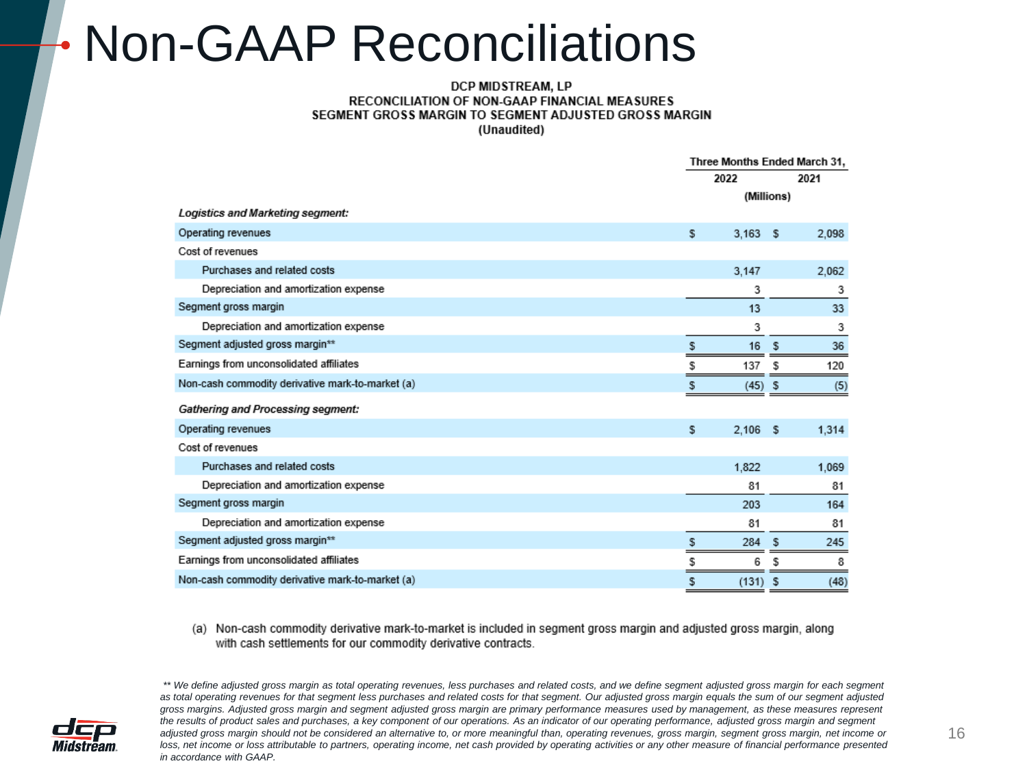# Non-GAAP Reconciliations

**DCP MIDSTREAM, LP**
**RECONCILIATION OF NON-GAAP FINANCIAL MEASURES**
**SEGMENT GROSS MARGIN TO SEGMENT ADJUSTED GROSS MARGIN**
**(Unaudited)**

| | Three Months Ended March 31, | |
|---|---|---|
| | 2022 | 2021 |
| | (Millions) | |
| ***Logistics and Marketing segment:*** | | |
| Operating revenues | $ 3,163 | $ 2,098 |
| Cost of revenues | | |
| Purchases and related costs | 3,147 | 2,062 |
| Depreciation and amortization expense | 3 | 3 |
| Segment gross margin | 13 | 33 |
| Depreciation and amortization expense | 3 | 3 |
| Segment adjusted gross margin** | $ 16 | $ 36 |
| Earnings from unconsolidated affiliates | $ 137 | $ 120 |
| Non-cash commodity derivative mark-to-market (a) | $ (45) | $ (5) |
| ***Gathering and Processing segment:*** | | |
| Operating revenues | $ 2,106 | $ 1,314 |
| Cost of revenues | | |
| Purchases and related costs | 1,822 | 1,069 |
| Depreciation and amortization expense | 81 | 81 |
| Segment gross margin | 203 | 164 |
| Depreciation and amortization expense | 81 | 81 |
| Segment adjusted gross margin** | $ 284 | $ 245 |
| Earnings from unconsolidated affiliates | $ 6 | $ 8 |
| Non-cash commodity derivative mark-to-market (a) | $ (131) | $ (48) |

(a) Non-cash commodity derivative mark-to-market is included in segment gross margin and adjusted gross margin, along with cash settlements for our commodity derivative contracts.

*\*\* We define adjusted gross margin as total operating revenues, less purchases and related costs, and we define segment adjusted gross margin for each segment as total operating revenues for that segment less purchases and related costs for that segment. Our adjusted gross margin equals the sum of our segment adjusted gross margins. Adjusted gross margin and segment adjusted gross margin are primary performance measures used by management, as these measures represent the results of product sales and purchases, a key component of our operations. As an indicator of our operating performance, adjusted gross margin and segment adjusted gross margin should not be considered an alternative to, or more meaningful than, operating revenues, gross margin, segment gross margin, net income or loss, net income or loss attributable to partners, operating income, net cash provided by operating activities or any other measure of financial performance presented in accordance with GAAP.*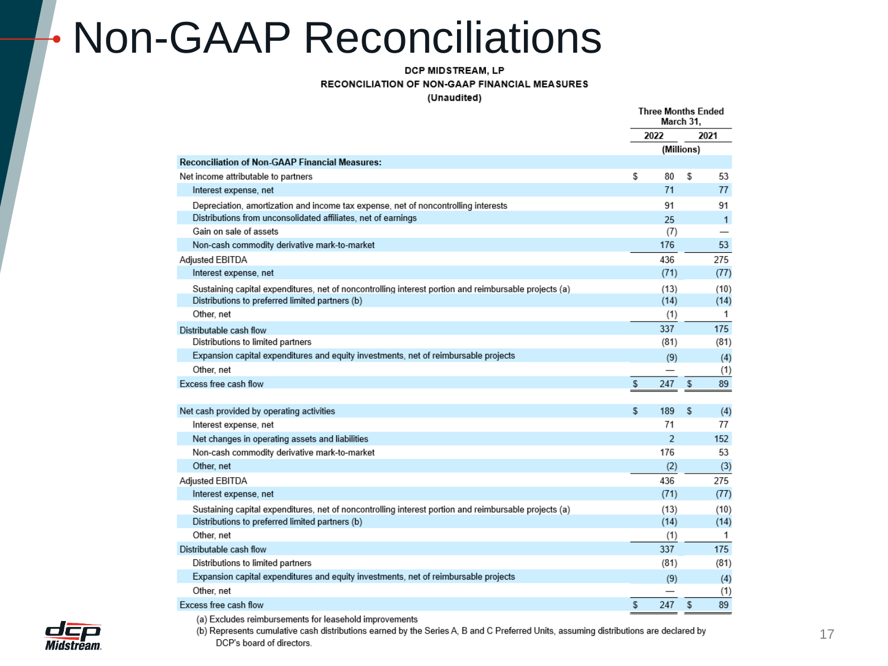# Non-GAAP Reconciliations

**DCP MIDSTREAM, LP**
**RECONCILIATION OF NON-GAAP FINANCIAL MEASURES**
**(Unaudited)**

| | Three Months Ended March 31, 2022 | Three Months Ended March 31, 2021 |
|---|---|---|
| | (Millions) | |
| **Reconciliation of Non-GAAP Financial Measures:** | | |
| Net income attributable to partners | $ 80 | $ 53 |
| Interest expense, net | 71 | 77 |
| Depreciation, amortization and income tax expense, net of noncontrolling interests | 91 | 91 |
| Distributions from unconsolidated affiliates, net of earnings | 25 | 1 |
| Gain on sale of assets | (7) | — |
| Non-cash commodity derivative mark-to-market | 176 | 53 |
| Adjusted EBITDA | 436 | 275 |
| Interest expense, net | (71) | (77) |
| Sustaining capital expenditures, net of noncontrolling interest portion and reimbursable projects (a) | (13) | (10) |
| Distributions to preferred limited partners (b) | (14) | (14) |
| Other, net | (1) | 1 |
| Distributable cash flow | 337 | 175 |
| Distributions to limited partners | (81) | (81) |
| Expansion capital expenditures and equity investments, net of reimbursable projects | (9) | (4) |
| Other, net | — | (1) |
| Excess free cash flow | $ 247 | $ 89 |
| | | |
| Net cash provided by operating activities | $ 189 | $ (4) |
| Interest expense, net | 71 | 77 |
| Net changes in operating assets and liabilities | 2 | 152 |
| Non-cash commodity derivative mark-to-market | 176 | 53 |
| Other, net | (2) | (3) |
| Adjusted EBITDA | 436 | 275 |
| Interest expense, net | (71) | (77) |
| Sustaining capital expenditures, net of noncontrolling interest portion and reimbursable projects (a) | (13) | (10) |
| Distributions to preferred limited partners (b) | (14) | (14) |
| Other, net | (1) | 1 |
| Distributable cash flow | 337 | 175 |
| Distributions to limited partners | (81) | (81) |
| Expansion capital expenditures and equity investments, net of reimbursable projects | (9) | (4) |
| Other, net | — | (1) |
| Excess free cash flow | $ 247 | $ 89 |

(a) Excludes reimbursements for leasehold improvements

(b) Represents cumulative cash distributions earned by the Series A, B and C Preferred Units, assuming distributions are declared by DCP's board of directors.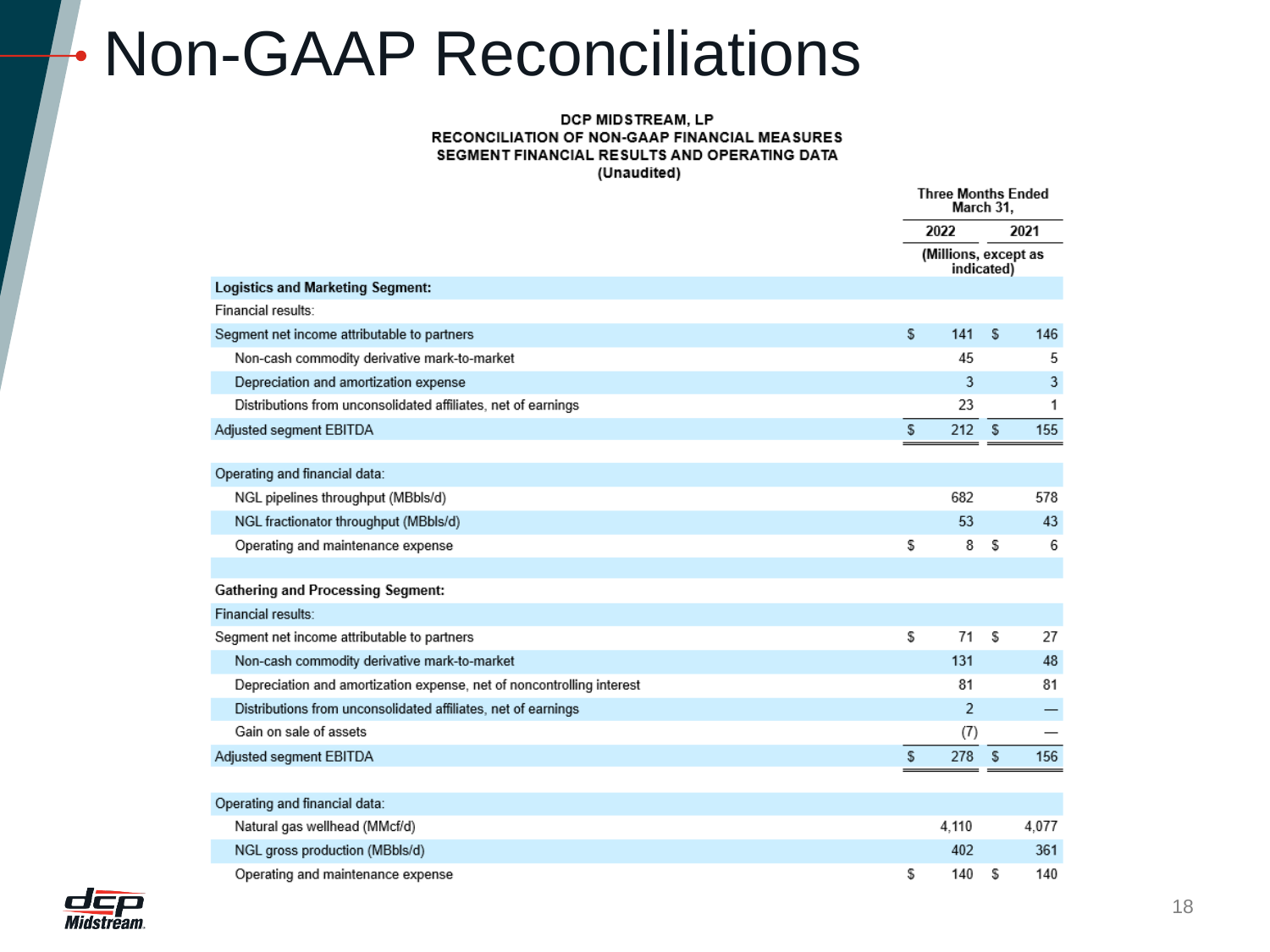# Non-GAAP Reconciliations

**DCP MIDSTREAM, LP**
**RECONCILIATION OF NON-GAAP FINANCIAL MEASURES**
**SEGMENT FINANCIAL RESULTS AND OPERATING DATA**
**(Unaudited)**

| | Three Months Ended March 31, | |
|---|---|---|
| | 2022 | 2021 |
| | (Millions, except as indicated) | |
| **Logistics and Marketing Segment:** | | |
| Financial results: | | |
| Segment net income attributable to partners | $ 141 | $ 146 |
| Non-cash commodity derivative mark-to-market | 45 | 5 |
| Depreciation and amortization expense | 3 | 3 |
| Distributions from unconsolidated affiliates, net of earnings | 23 | 1 |
| Adjusted segment EBITDA | $ 212 | $ 155 |
| | | |
| Operating and financial data: | | |
| NGL pipelines throughput (MBbls/d) | 682 | 578 |
| NGL fractionator throughput (MBbls/d) | 53 | 43 |
| Operating and maintenance expense | $ 8 | $ 6 |
| | | |
| **Gathering and Processing Segment:** | | |
| Financial results: | | |
| Segment net income attributable to partners | $ 71 | $ 27 |
| Non-cash commodity derivative mark-to-market | 131 | 48 |
| Depreciation and amortization expense, net of noncontrolling interest | 81 | 81 |
| Distributions from unconsolidated affiliates, net of earnings | 2 | — |
| Gain on sale of assets | (7) | — |
| Adjusted segment EBITDA | $ 278 | $ 156 |
| | | |
| Operating and financial data: | | |
| Natural gas wellhead (MMcf/d) | 4,110 | 4,077 |
| NGL gross production (MBbls/d) | 402 | 361 |
| Operating and maintenance expense | $ 140 | $ 140 |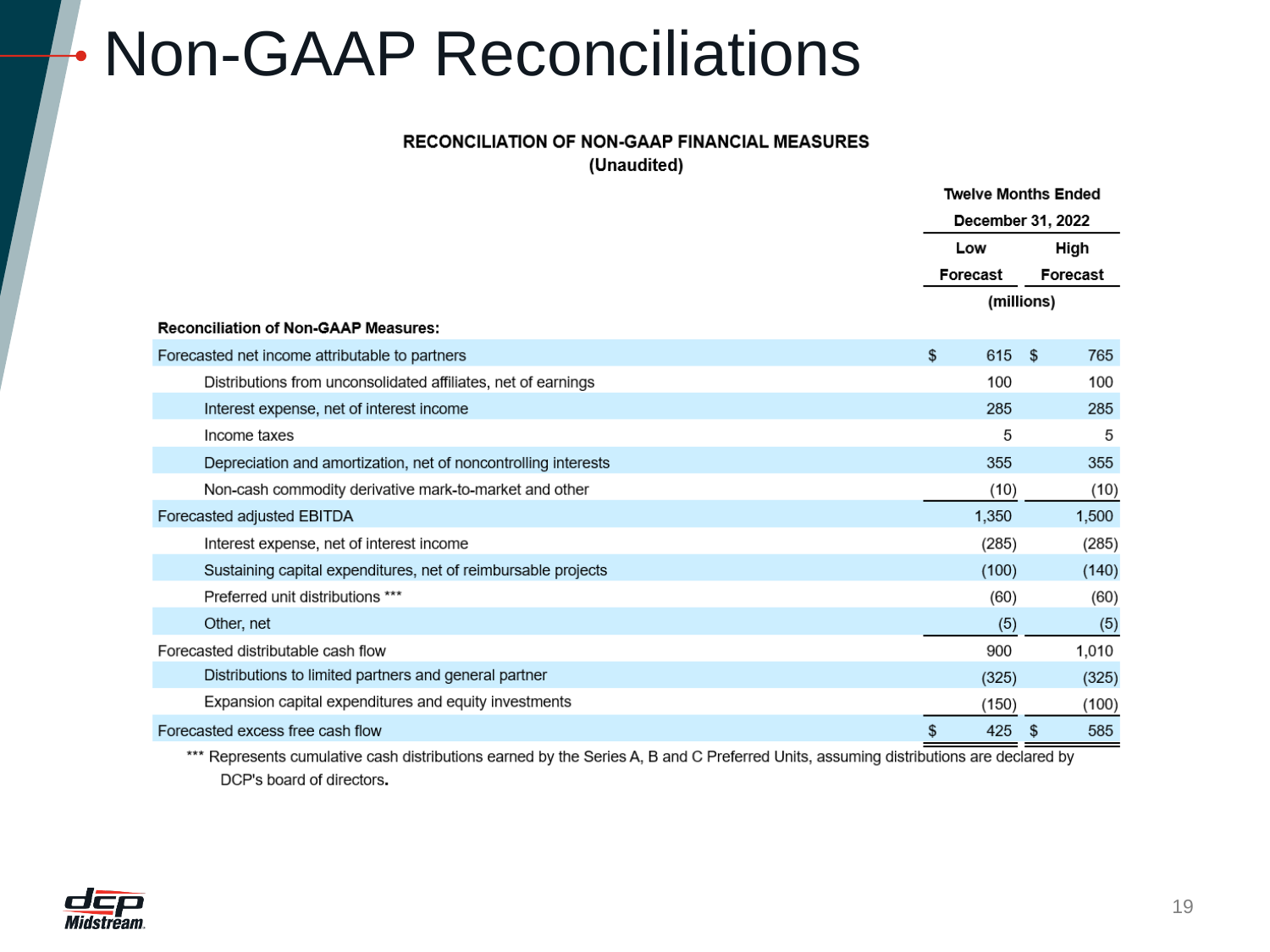# Non-GAAP Reconciliations

**RECONCILIATION OF NON-GAAP FINANCIAL MEASURES**
**(Unaudited)**

| | Twelve Months Ended December 31, 2022 | |
|---|---|---|
| | Low Forecast | High Forecast |
| | (millions) | |
| **Reconciliation of Non-GAAP Measures:** | | |
| Forecasted net income attributable to partners | $ 615 | $ 765 |
| Distributions from unconsolidated affiliates, net of earnings | 100 | 100 |
| Interest expense, net of interest income | 285 | 285 |
| Income taxes | 5 | 5 |
| Depreciation and amortization, net of noncontrolling interests | 355 | 355 |
| Non-cash commodity derivative mark-to-market and other | (10) | (10) |
| Forecasted adjusted EBITDA | 1,350 | 1,500 |
| Interest expense, net of interest income | (285) | (285) |
| Sustaining capital expenditures, net of reimbursable projects | (100) | (140) |
| Preferred unit distributions *** | (60) | (60) |
| Other, net | (5) | (5) |
| Forecasted distributable cash flow | 900 | 1,010 |
| Distributions to limited partners and general partner | (325) | (325) |
| Expansion capital expenditures and equity investments | (150) | (100) |
| Forecasted excess free cash flow | $ 425 | $ 585 |

*** Represents cumulative cash distributions earned by the Series A, B and C Preferred Units, assuming distributions are declared by DCP's board of directors.